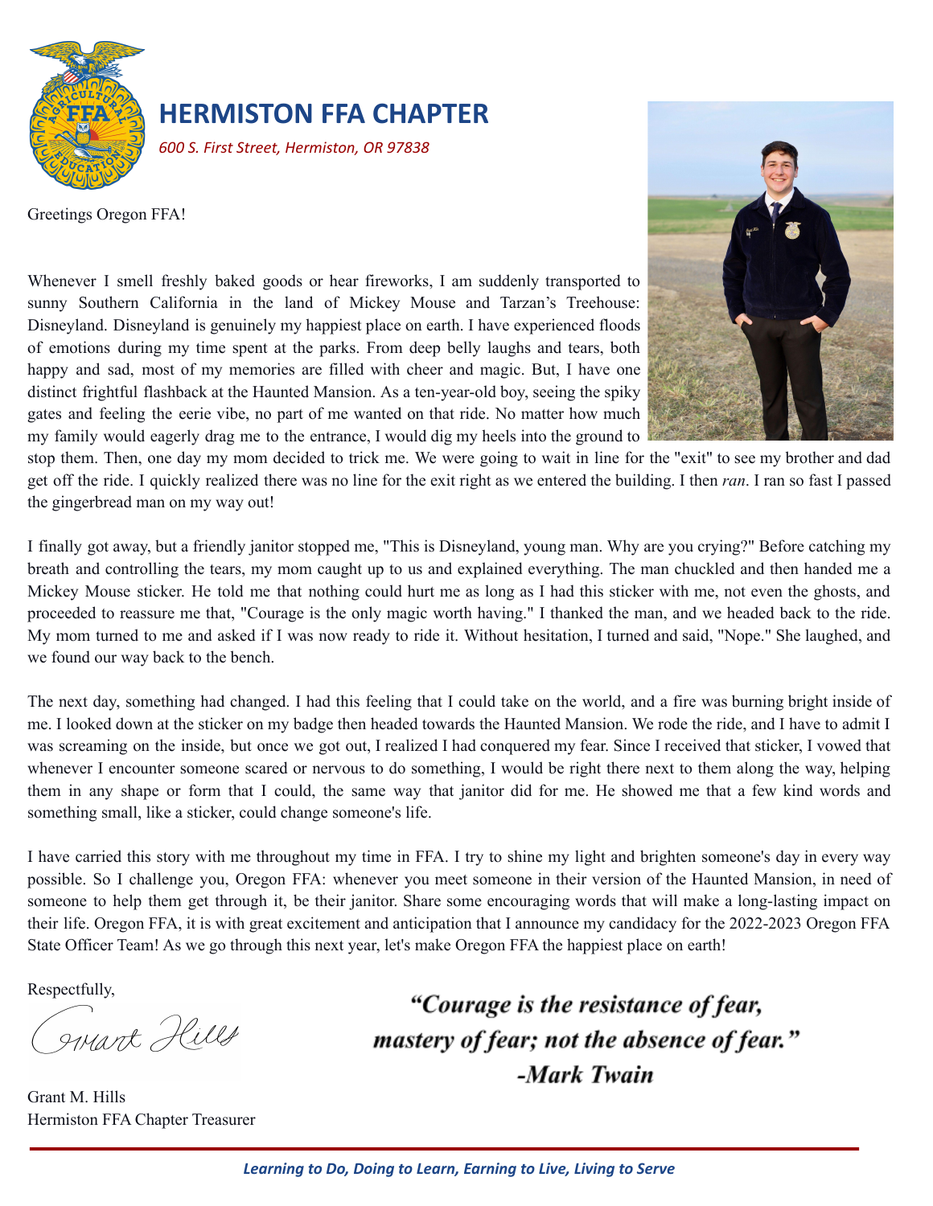# HERMISTON FFA CHAPTER

*600 S. First Street, Hermiston, OR 97838*

Greetings Oregon FFA!

Whenever I smell freshly baked goods or hear fireworks, I am suddenly transported to sunny Southern California in the land of Mickey Mouse and Tarzan's Treehouse: Disneyland. Disneyland is genuinely my happiest place on earth. I have experienced floods of emotions during my time spent at the parks. From deep belly laughs and tears, both happy and sad, most of my memories are filled with cheer and magic. But, I have one distinct frightful flashback at the Haunted Mansion. As a ten-year-old boy, seeing the spiky gates and feeling the eerie vibe, no part of me wanted on that ride. No matter how much my family would eagerly drag me to the entrance, I would dig my heels into the ground to stop them. Then, one day my mom decided to trick me. We were going to wait in line for the "exit" to see my brother and dad get off the ride. I quickly realized there was no line for the exit right as we entered the building. I then *ran*. I ran so fast I passed the gingerbread man on my way out!

I finally got away, but a friendly janitor stopped me, "This is Disneyland, young man. Why are you crying?" Before catching my breath and controlling the tears, my mom caught up to us and explained everything. The man chuckled and then handed me a Mickey Mouse sticker. He told me that nothing could hurt me as long as I had this sticker with me, not even the ghosts, and proceeded to reassure me that, "Courage is the only magic worth having." I thanked the man, and we headed back to the ride. My mom turned to me and asked if I was now ready to ride it. Without hesitation, I turned and said, "Nope." She laughed, and we found our way back to the bench.

The next day, something had changed. I had this feeling that I could take on the world, and a fire was burning bright inside of me. I looked down at the sticker on my badge then headed towards the Haunted Mansion. We rode the ride, and I have to admit I was screaming on the inside, but once we got out, I realized I had conquered my fear. Since I received that sticker, I vowed that whenever I encounter someone scared or nervous to do something, I would be right there next to them along the way, helping them in any shape or form that I could, the same way that janitor did for me. He showed me that a few kind words and something small, like a sticker, could change someone's life.

I have carried this story with me throughout my time in FFA. I try to shine my light and brighten someone's day in every way possible. So I challenge you, Oregon FFA: whenever you meet someone in their version of the Haunted Mansion, in need of someone to help them get through it, be their janitor. Share some encouraging words that will make a long-lasting impact on their life. Oregon FFA, it is with great excitement and anticipation that I announce my candidacy for the 2022-2023 Oregon FFA State Officer Team! As we go through this next year, let's make Oregon FFA the happiest place on earth!

Respectfully,

Grant Hills

Grant M. Hills
Hermiston FFA Chapter Treasurer

***"Courage is the resistance of fear, mastery of fear; not the absence of fear."***
***-Mark Twain***

*Learning to Do, Doing to Learn, Earning to Live, Living to Serve*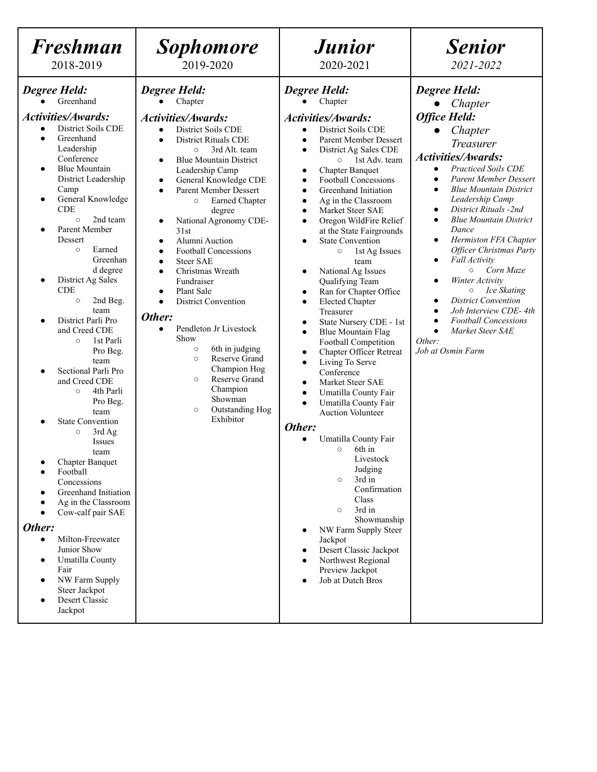## *Freshman*
2018-2019

***Degree Held:***

- Greenhand

***Activities/Awards:***

- District Soils CDE
- Greenhand Leadership Conference
- Blue Mountain District Leadership Camp
- General Knowledge CDE
    - 2nd team
- Parent Member Dessert
    - Earned Greenhand degree
- District Ag Sales CDE
    - 2nd Beg. team
- District Parli Pro and Creed CDE
    - 1st Parli Pro Beg. team
- Sectional Parli Pro and Creed CDE
    - 4th Parli Pro Beg. team
- State Convention
    - 3rd Ag Issues team
- Chapter Banquet
- Football Concessions
- Greenhand Initiation
- Ag in the Classroom
- Cow-calf pair SAE

***Other:***

- Milton-Freewater Junior Show
- Umatilla County Fair
- NW Farm Supply Steer Jackpot
- Desert Classic Jackpot

## *Sophomore*
2019-2020

***Degree Held:***

- Chapter

***Activities/Awards:***

- District Soils CDE
- District Rituals CDE
    - 3rd Alt. team
- Blue Mountain District Leadership Camp
- General Knowledge CDE
- Parent Member Dessert
    - Earned Chapter degree
- National Agronomy CDE- 31st
- Alumni Auction
- Football Concessions
- Steer SAE
- Christmas Wreath Fundraiser
- Plant Sale
- District Convention

***Other:***

- Pendleton Jr Livestock Show
    - 6th in judging
    - Reserve Grand Champion Hog
    - Reserve Grand Champion Showman
    - Outstanding Hog Exhibitor

## *Junior*
2020-2021

***Degree Held:***

- Chapter

***Activities/Awards:***

- District Soils CDE
- Parent Member Dessert
- District Ag Sales CDE
    - 1st Adv. team
- Chapter Banquet
- Football Concessions
- Greenhand Initiation
- Ag in the Classroom
- Market Steer SAE
- Oregon WildFire Relief at the State Fairgrounds
- State Convention
    - 1st Ag Issues team
- National Ag Issues Qualifying Team
- Ran for Chapter Office
- Elected Chapter Treasurer
- State Nursery CDE - 1st
- Blue Mountain Flag Football Competition
- Chapter Officer Retreat
- Living To Serve Conference
- Market Steer SAE
- Umatilla County Fair
- Umatilla County Fair Auction Volunteer

***Other:***

- Umatilla County Fair
    - 6th in Livestock Judging
    - 3rd in Confirmation Class
    - 3rd in Showmanship
- NW Farm Supply Steer Jackpot
- Desert Classic Jackpot
- Northwest Regional Preview Jackpot
- Job at Dutch Bros

## *Senior*
*2021-2022*

***Degree Held:***

- *Chapter*

***Office Held:***

- *Chapter Treasurer*

***Activities/Awards:***

- *Practiced Soils CDE*
- *Parent Member Dessert*
- *Blue Mountain District Leadership Camp*
- *District Rituals -2nd*
- *Blue Mountain District Dance*
- *Hermiston FFA Chapter Officer Christmas Party*
- *Fall Activity*
    - *Corn Maze*
- *Winter Activity*
    - *Ice Skating*
- *District Convention*
- *Job Interview CDE- 4th*
- *Football Concessions*
- *Market Steer SAE*

*Other:*

*Job at Osmin Farm*